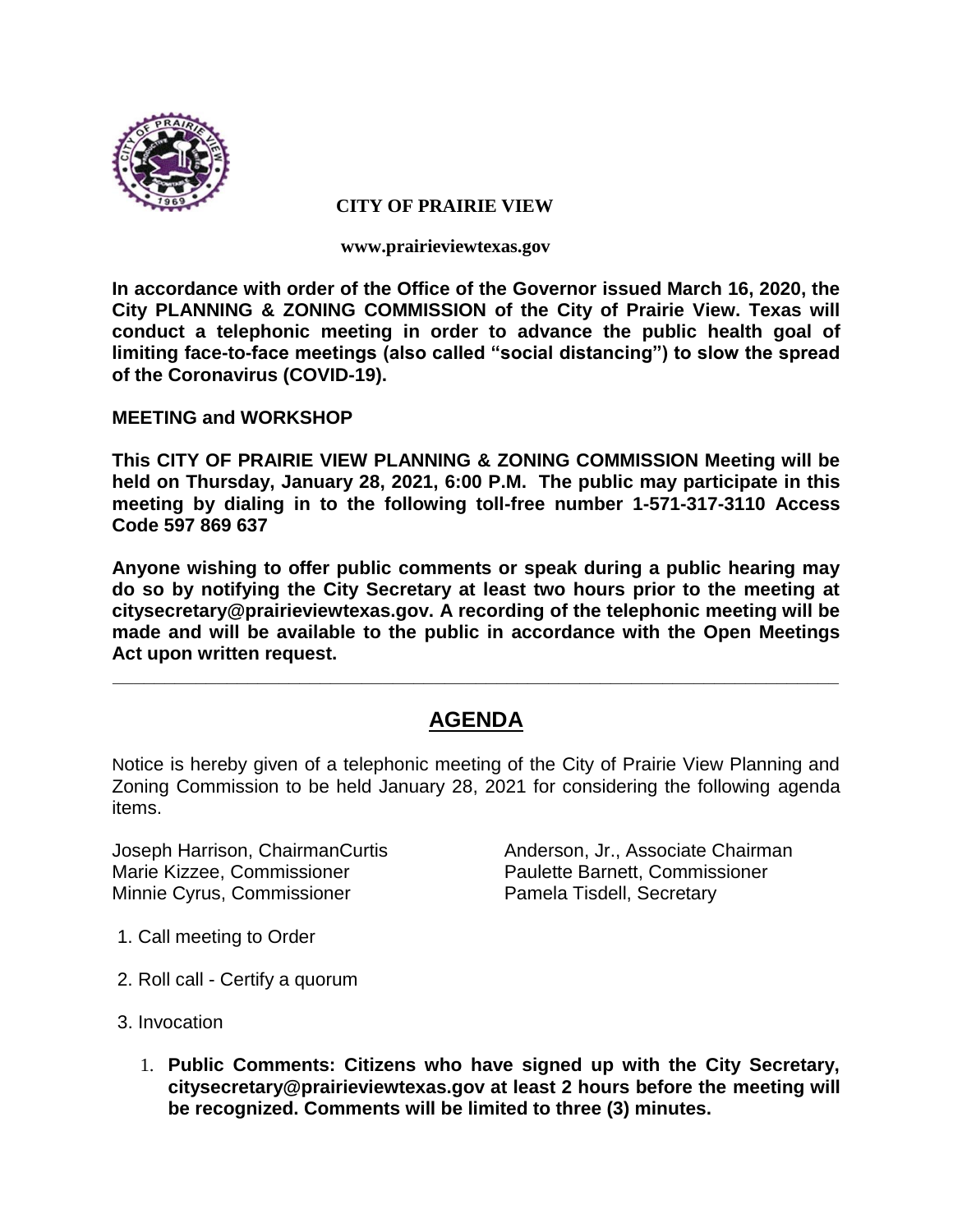**CITY OF PRAIRIE VIEW**

**www.prairieviewtexas.gov**

**In accordance with order of the Office of the Governor issued March 16, 2020, the City PLANNING & ZONING COMMISSION of the City of Prairie View. Texas will conduct a telephonic meeting in order to advance the public health goal of limiting face-to-face meetings (also called "social distancing") to slow the spread of the Coronavirus (COVID-19).**

**MEETING and WORKSHOP**

**This CITY OF PRAIRIE VIEW PLANNING & ZONING COMMISSION Meeting will be held on Thursday, January 28, 2021, 6:00 P.M. The public may participate in this meeting by dialing in to the following toll-free number 1-571-317-3110 Access Code 597 869 637**

**Anyone wishing to offer public comments or speak during a public hearing may do so by notifying the City Secretary at least two hours prior to the meeting at citysecretary@prairieviewtexas.gov. A recording of the telephonic meeting will be made and will be available to the public in accordance with the Open Meetings Act upon written request.**

---

# AGENDA

Notice is hereby given of a telephonic meeting of the City of Prairie View Planning and Zoning Commission to be held January 28, 2021 for considering the following agenda items.

Joseph Harrison, Chairman
Curtis Anderson, Jr., Associate Chairman
Marie Kizzee, Commissioner
Paulette Barnett, Commissioner
Minnie Cyrus, Commissioner
Pamela Tisdell, Secretary

1. Call meeting to Order
2. Roll call - Certify a quorum
3. Invocation

1. **Public Comments: Citizens who have signed up with the City Secretary, citysecretary@prairieviewtexas.gov at least 2 hours before the meeting will be recognized. Comments will be limited to three (3) minutes.**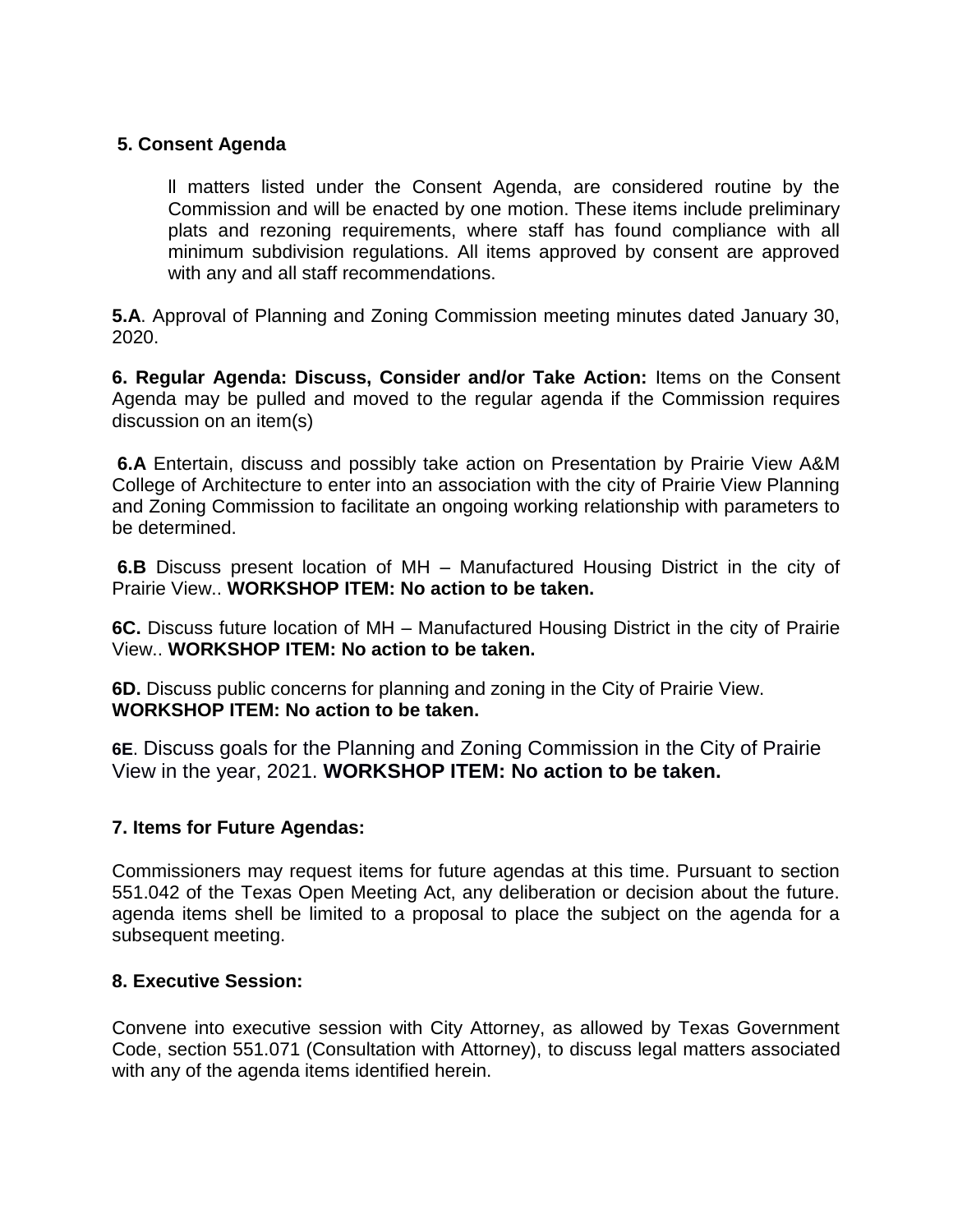**5. Consent Agenda**

ll matters listed under the Consent Agenda, are considered routine by the Commission and will be enacted by one motion. These items include preliminary plats and rezoning requirements, where staff has found compliance with all minimum subdivision regulations. All items approved by consent are approved with any and all staff recommendations.

**5.A**. Approval of Planning and Zoning Commission meeting minutes dated January 30, 2020.

**6. Regular Agenda: Discuss, Consider and/or Take Action:** Items on the Consent Agenda may be pulled and moved to the regular agenda if the Commission requires discussion on an item(s)

**6.A** Entertain, discuss and possibly take action on Presentation by Prairie View A&M College of Architecture to enter into an association with the city of Prairie View Planning and Zoning Commission to facilitate an ongoing working relationship with parameters to be determined.

**6.B** Discuss present location of MH – Manufactured Housing District in the city of Prairie View.. **WORKSHOP ITEM: No action to be taken.**

**6C.** Discuss future location of MH – Manufactured Housing District in the city of Prairie View.. **WORKSHOP ITEM: No action to be taken.**

**6D.** Discuss public concerns for planning and zoning in the City of Prairie View.
**WORKSHOP ITEM: No action to be taken.**

**6E**. Discuss goals for the Planning and Zoning Commission in the City of Prairie View in the year, 2021. **WORKSHOP ITEM: No action to be taken.**

**7. Items for Future Agendas:**

Commissioners may request items for future agendas at this time. Pursuant to section 551.042 of the Texas Open Meeting Act, any deliberation or decision about the future. agenda items shell be limited to a proposal to place the subject on the agenda for a subsequent meeting.

**8. Executive Session:**

Convene into executive session with City Attorney, as allowed by Texas Government Code, section 551.071 (Consultation with Attorney), to discuss legal matters associated with any of the agenda items identified herein.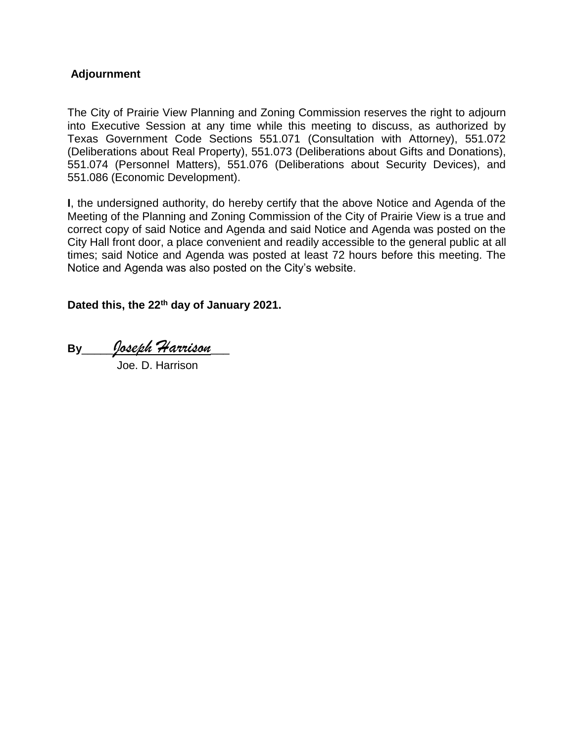**Adjournment**

The City of Prairie View Planning and Zoning Commission reserves the right to adjourn into Executive Session at any time while this meeting to discuss, as authorized by Texas Government Code Sections 551.071 (Consultation with Attorney), 551.072 (Deliberations about Real Property), 551.073 (Deliberations about Gifts and Donations), 551.074 (Personnel Matters), 551.076 (Deliberations about Security Devices), and 551.086 (Economic Development).

**I**, the undersigned authority, do hereby certify that the above Notice and Agenda of the Meeting of the Planning and Zoning Commission of the City of Prairie View is a true and correct copy of said Notice and Agenda and said Notice and Agenda was posted on the City Hall front door, a place convenient and readily accessible to the general public at all times; said Notice and Agenda was posted at least 72 hours before this meeting. The Notice and Agenda was also posted on the City's website.

**Dated this, the 22nd day of January 2021.**

**By**____*Joseph Harrison*___
Joe. D. Harrison